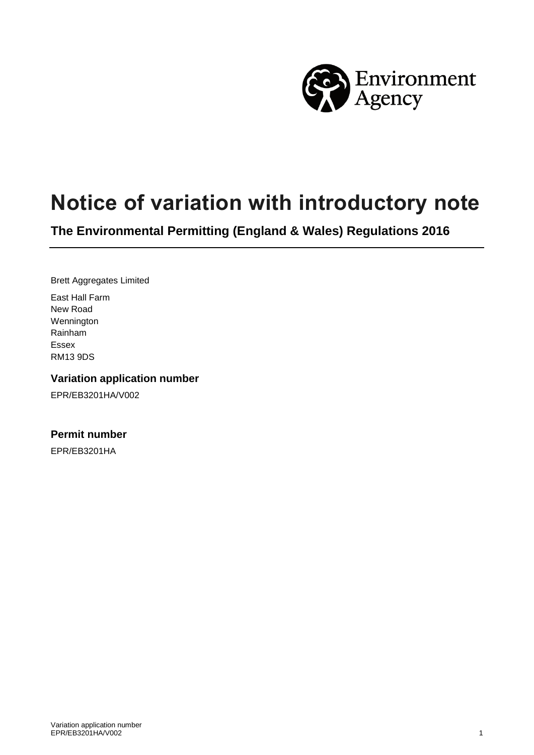# Notice of variation with introductory note

## The Environmental Permitting (England & Wales) Regulations 2016

Brett Aggregates Limited

East Hall Farm
New Road
Wennington
Rainham
Essex
RM13 9DS

### Variation application number

EPR/EB3201HA/V002

### Permit number

EPR/EB3201HA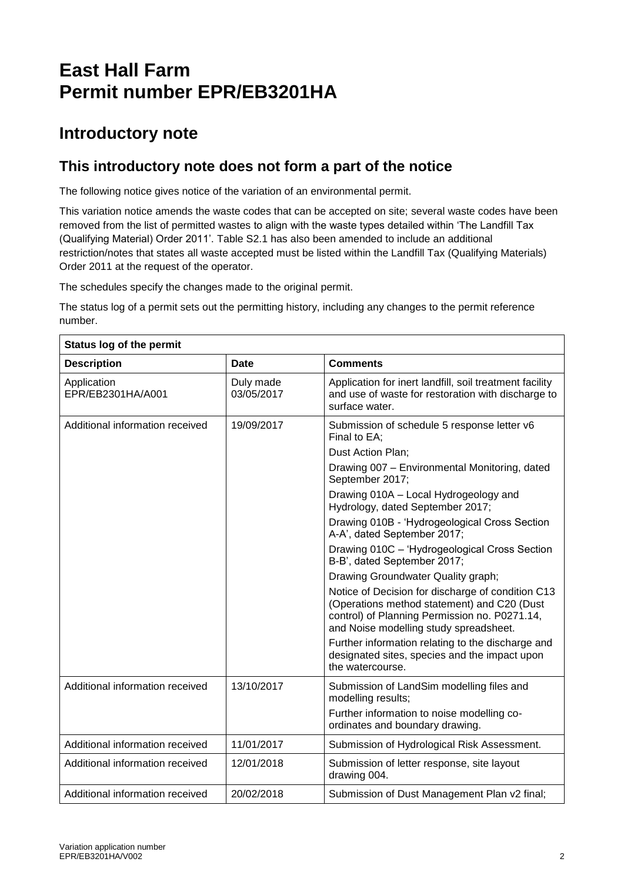# East Hall Farm
# Permit number EPR/EB3201HA

## Introductory note

### This introductory note does not form a part of the notice

The following notice gives notice of the variation of an environmental permit.

This variation notice amends the waste codes that can be accepted on site; several waste codes have been removed from the list of permitted wastes to align with the waste types detailed within 'The Landfill Tax (Qualifying Material) Order 2011'. Table S2.1 has also been amended to include an additional restriction/notes that states all waste accepted must be listed within the Landfill Tax (Qualifying Materials) Order 2011 at the request of the operator.

The schedules specify the changes made to the original permit.

The status log of a permit sets out the permitting history, including any changes to the permit reference number.

| Status log of the permit | | |
|---|---|---|
| **Description** | **Date** | **Comments** |
| Application EPR/EB2301HA/A001 | Duly made 03/05/2017 | Application for inert landfill, soil treatment facility and use of waste for restoration with discharge to surface water. |
| Additional information received | 19/09/2017 | Submission of schedule 5 response letter v6 Final to EA;<br>Dust Action Plan;<br>Drawing 007 – Environmental Monitoring, dated September 2017;<br>Drawing 010A – Local Hydrogeology and Hydrology, dated September 2017;<br>Drawing 010B - 'Hydrogeological Cross Section A-A', dated September 2017;<br>Drawing 010C – 'Hydrogeological Cross Section B-B', dated September 2017;<br>Drawing Groundwater Quality graph;<br>Notice of Decision for discharge of condition C13 (Operations method statement) and C20 (Dust control) of Planning Permission no. P0271.14, and Noise modelling study spreadsheet.<br>Further information relating to the discharge and designated sites, species and the impact upon the watercourse. |
| Additional information received | 13/10/2017 | Submission of LandSim modelling files and modelling results;<br>Further information to noise modelling co-ordinates and boundary drawing. |
| Additional information received | 11/01/2017 | Submission of Hydrological Risk Assessment. |
| Additional information received | 12/01/2018 | Submission of letter response, site layout drawing 004. |
| Additional information received | 20/02/2018 | Submission of Dust Management Plan v2 final; |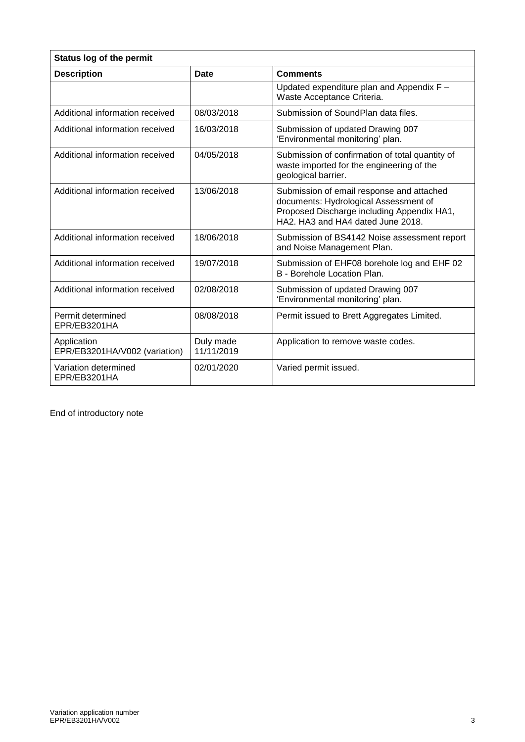| Status log of the permit | | |
|---|---|---|
| **Description** | **Date** | **Comments** |
| | | Updated expenditure plan and Appendix F – Waste Acceptance Criteria. |
| Additional information received | 08/03/2018 | Submission of SoundPlan data files. |
| Additional information received | 16/03/2018 | Submission of updated Drawing 007 'Environmental monitoring' plan. |
| Additional information received | 04/05/2018 | Submission of confirmation of total quantity of waste imported for the engineering of the geological barrier. |
| Additional information received | 13/06/2018 | Submission of email response and attached documents: Hydrological Assessment of Proposed Discharge including Appendix HA1, HA2. HA3 and HA4 dated June 2018. |
| Additional information received | 18/06/2018 | Submission of BS4142 Noise assessment report and Noise Management Plan. |
| Additional information received | 19/07/2018 | Submission of EHF08 borehole log and EHF 02 B - Borehole Location Plan. |
| Additional information received | 02/08/2018 | Submission of updated Drawing 007 'Environmental monitoring' plan. |
| Permit determined EPR/EB3201HA | 08/08/2018 | Permit issued to Brett Aggregates Limited. |
| Application EPR/EB3201HA/V002 (variation) | Duly made 11/11/2019 | Application to remove waste codes. |
| Variation determined EPR/EB3201HA | 02/01/2020 | Varied permit issued. |

End of introductory note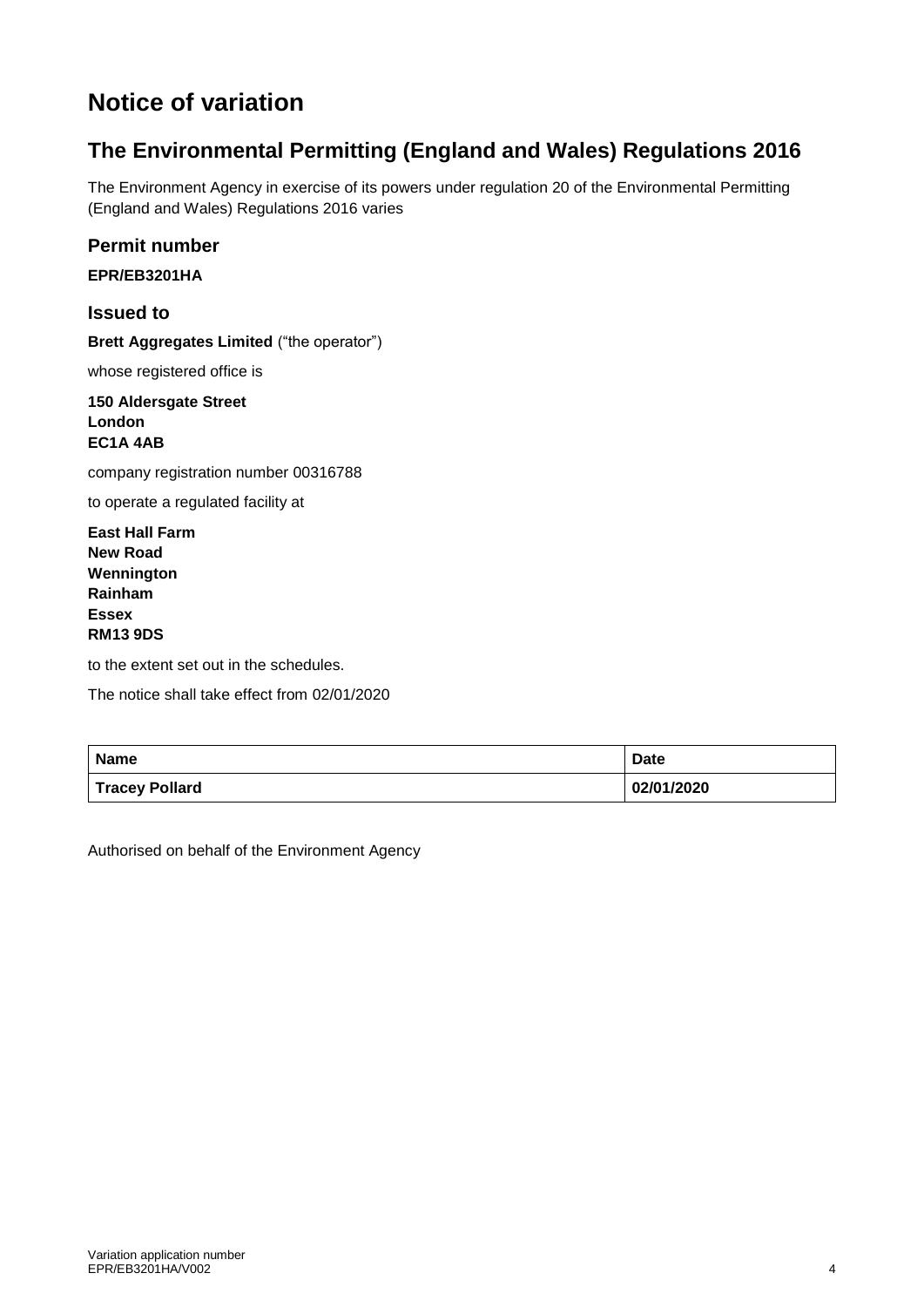# Notice of variation

## The Environmental Permitting (England and Wales) Regulations 2016

The Environment Agency in exercise of its powers under regulation 20 of the Environmental Permitting (England and Wales) Regulations 2016 varies

### Permit number

**EPR/EB3201HA**

### Issued to

**Brett Aggregates Limited** ("the operator")

whose registered office is

**150 Aldersgate Street**
**London**
**EC1A 4AB**

company registration number 00316788

to operate a regulated facility at

**East Hall Farm**
**New Road**
**Wennington**
**Rainham**
**Essex**
**RM13 9DS**

to the extent set out in the schedules.

The notice shall take effect from 02/01/2020

| Name | Date |
|---|---|
| Tracey Pollard | 02/01/2020 |

Authorised on behalf of the Environment Agency

Variation application number
EPR/EB3201HA/V002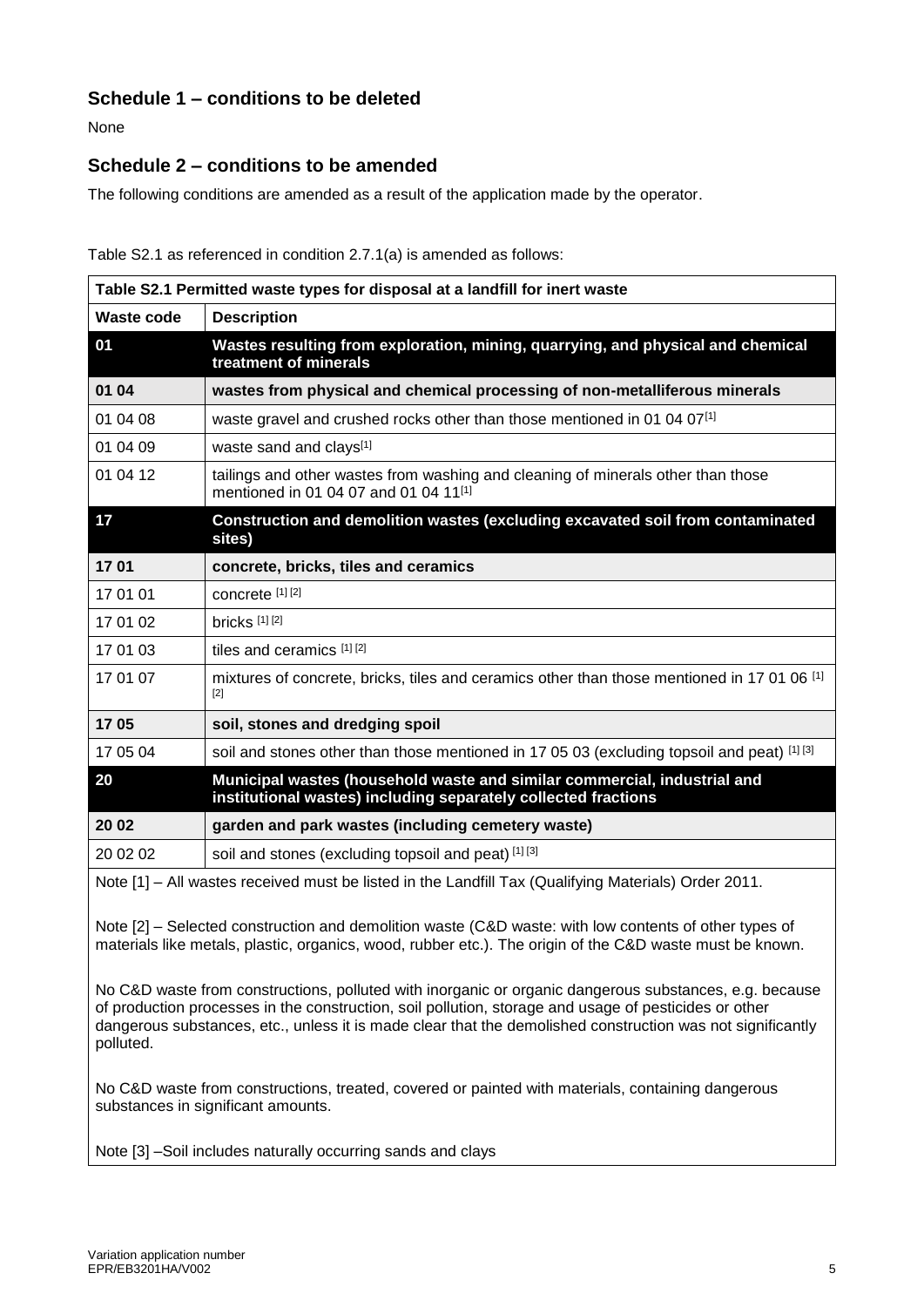## Schedule 1 – conditions to be deleted

None

## Schedule 2 – conditions to be amended

The following conditions are amended as a result of the application made by the operator.

Table S2.1 as referenced in condition 2.7.1(a) is amended as follows:

| Table S2.1 Permitted waste types for disposal at a landfill for inert waste | |
|---|---|
| **Waste code** | **Description** |
| **01** | **Wastes resulting from exploration, mining, quarrying, and physical and chemical treatment of minerals** |
| **01 04** | **wastes from physical and chemical processing of non-metalliferous minerals** |
| 01 04 08 | waste gravel and crushed rocks other than those mentioned in 01 04 07[1] |
| 01 04 09 | waste sand and clays[1] |
| 01 04 12 | tailings and other wastes from washing and cleaning of minerals other than those mentioned in 01 04 07 and 01 04 11[1] |
| **17** | **Construction and demolition wastes (excluding excavated soil from contaminated sites)** |
| **17 01** | **concrete, bricks, tiles and ceramics** |
| 17 01 01 | concrete [1] [2] |
| 17 01 02 | bricks [1] [2] |
| 17 01 03 | tiles and ceramics [1] [2] |
| 17 01 07 | mixtures of concrete, bricks, tiles and ceramics other than those mentioned in 17 01 06 [1] [2] |
| **17 05** | **soil, stones and dredging spoil** |
| 17 05 04 | soil and stones other than those mentioned in 17 05 03 (excluding topsoil and peat) [1] [3] |
| **20** | **Municipal wastes (household waste and similar commercial, industrial and institutional wastes) including separately collected fractions** |
| **20 02** | **garden and park wastes (including cemetery waste)** |
| 20 02 02 | soil and stones (excluding topsoil and peat) [1] [3] |

Note [1] – All wastes received must be listed in the Landfill Tax (Qualifying Materials) Order 2011.

Note [2] – Selected construction and demolition waste (C&D waste: with low contents of other types of materials like metals, plastic, organics, wood, rubber etc.). The origin of the C&D waste must be known.

No C&D waste from constructions, polluted with inorganic or organic dangerous substances, e.g. because of production processes in the construction, soil pollution, storage and usage of pesticides or other dangerous substances, etc., unless it is made clear that the demolished construction was not significantly polluted.

No C&D waste from constructions, treated, covered or painted with materials, containing dangerous substances in significant amounts.

Note [3] –Soil includes naturally occurring sands and clays

Variation application number EPR/EB3201HA/V002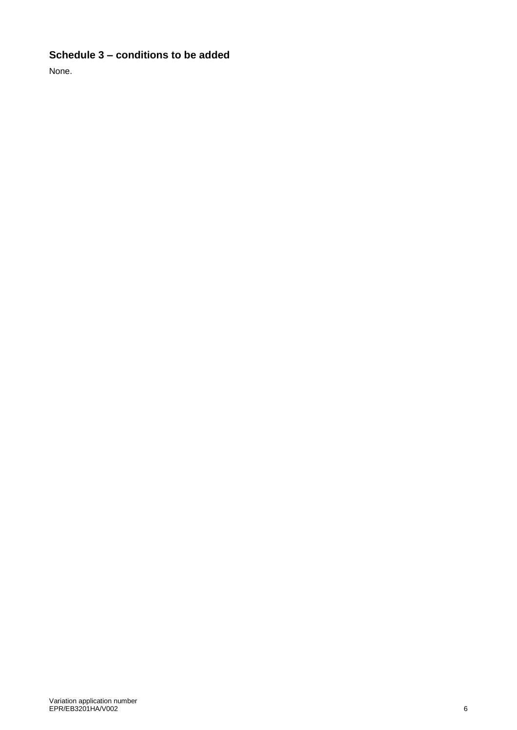## Schedule 3 – conditions to be added

None.